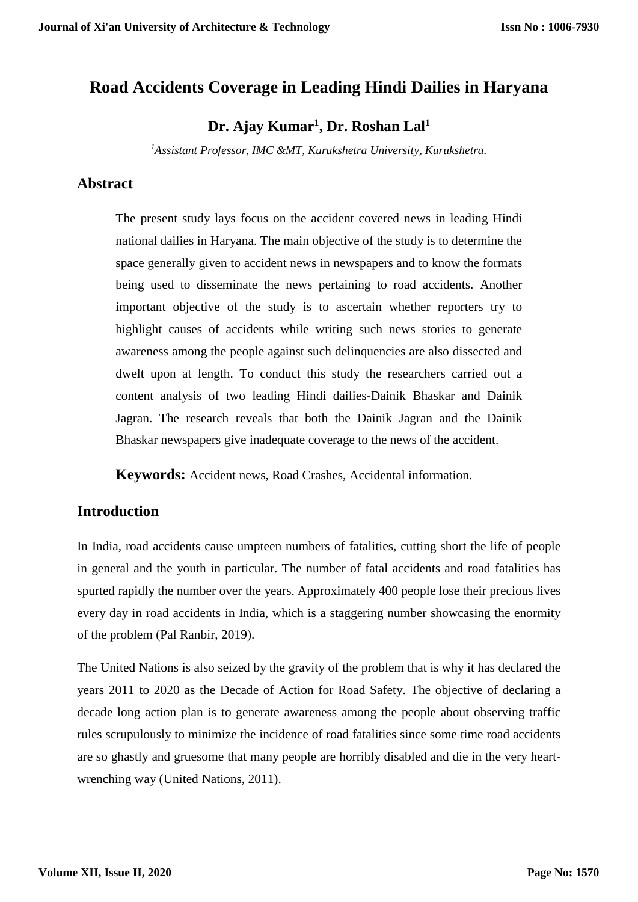# Road Accidents Coverage in Leading Hindi Dailies in Haryana

**Dr. Ajay Kumar[1], Dr. Roshan Lal[1]**

*[1]Assistant Professor, IMC &MT, Kurukshetra University, Kurukshetra.*

## Abstract

The present study lays focus on the accident covered news in leading Hindi national dailies in Haryana. The main objective of the study is to determine the space generally given to accident news in newspapers and to know the formats being used to disseminate the news pertaining to road accidents. Another important objective of the study is to ascertain whether reporters try to highlight causes of accidents while writing such news stories to generate awareness among the people against such delinquencies are also dissected and dwelt upon at length. To conduct this study the researchers carried out a content analysis of two leading Hindi dailies-Dainik Bhaskar and Dainik Jagran. The research reveals that both the Dainik Jagran and the Dainik Bhaskar newspapers give inadequate coverage to the news of the accident.

**Keywords:** Accident news, Road Crashes, Accidental information.

## Introduction

In India, road accidents cause umpteen numbers of fatalities, cutting short the life of people in general and the youth in particular. The number of fatal accidents and road fatalities has spurted rapidly the number over the years. Approximately 400 people lose their precious lives every day in road accidents in India, which is a staggering number showcasing the enormity of the problem (Pal Ranbir, 2019).

The United Nations is also seized by the gravity of the problem that is why it has declared the years 2011 to 2020 as the Decade of Action for Road Safety. The objective of declaring a decade long action plan is to generate awareness among the people about observing traffic rules scrupulously to minimize the incidence of road fatalities since some time road accidents are so ghastly and gruesome that many people are horribly disabled and die in the very heart-wrenching way (United Nations, 2011).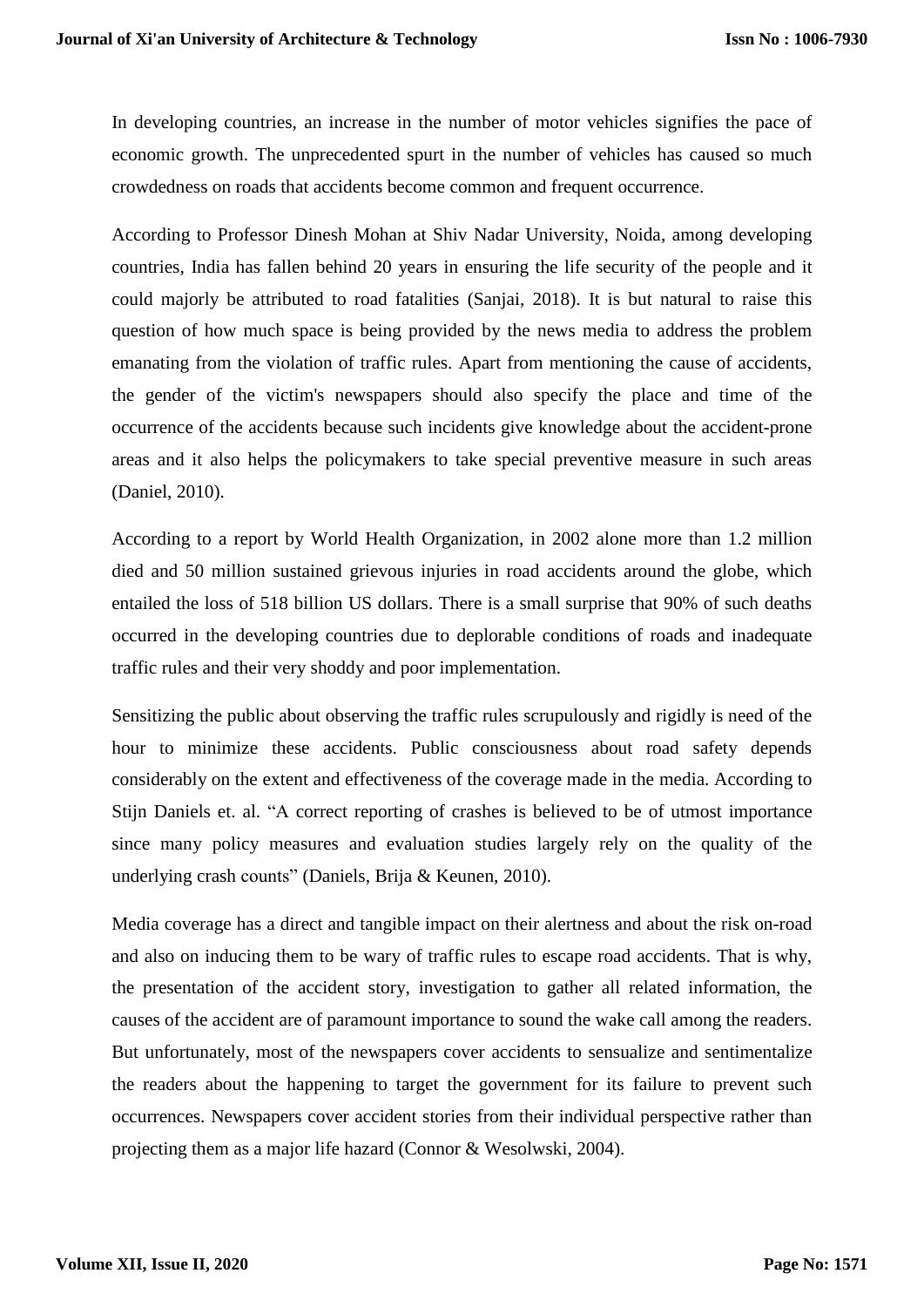In developing countries, an increase in the number of motor vehicles signifies the pace of economic growth. The unprecedented spurt in the number of vehicles has caused so much crowdedness on roads that accidents become common and frequent occurrence.

According to Professor Dinesh Mohan at Shiv Nadar University, Noida, among developing countries, India has fallen behind 20 years in ensuring the life security of the people and it could majorly be attributed to road fatalities (Sanjai, 2018). It is but natural to raise this question of how much space is being provided by the news media to address the problem emanating from the violation of traffic rules. Apart from mentioning the cause of accidents, the gender of the victim's newspapers should also specify the place and time of the occurrence of the accidents because such incidents give knowledge about the accident-prone areas and it also helps the policymakers to take special preventive measure in such areas (Daniel, 2010).

According to a report by World Health Organization, in 2002 alone more than 1.2 million died and 50 million sustained grievous injuries in road accidents around the globe, which entailed the loss of 518 billion US dollars. There is a small surprise that 90% of such deaths occurred in the developing countries due to deplorable conditions of roads and inadequate traffic rules and their very shoddy and poor implementation.

Sensitizing the public about observing the traffic rules scrupulously and rigidly is need of the hour to minimize these accidents. Public consciousness about road safety depends considerably on the extent and effectiveness of the coverage made in the media. According to Stijn Daniels et. al. "A correct reporting of crashes is believed to be of utmost importance since many policy measures and evaluation studies largely rely on the quality of the underlying crash counts" (Daniels, Brija & Keunen, 2010).

Media coverage has a direct and tangible impact on their alertness and about the risk on-road and also on inducing them to be wary of traffic rules to escape road accidents. That is why, the presentation of the accident story, investigation to gather all related information, the causes of the accident are of paramount importance to sound the wake call among the readers. But unfortunately, most of the newspapers cover accidents to sensualize and sentimentalize the readers about the happening to target the government for its failure to prevent such occurrences. Newspapers cover accident stories from their individual perspective rather than projecting them as a major life hazard (Connor & Wesolwski, 2004).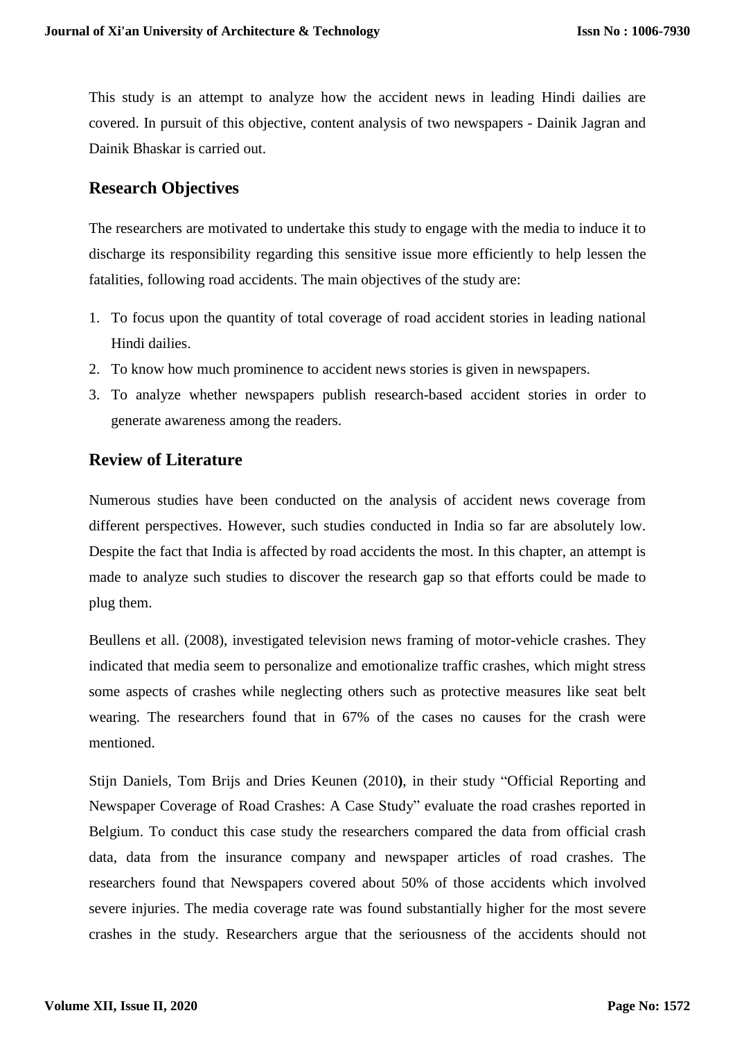This study is an attempt to analyze how the accident news in leading Hindi dailies are covered. In pursuit of this objective, content analysis of two newspapers - Dainik Jagran and Dainik Bhaskar is carried out.

## Research Objectives

The researchers are motivated to undertake this study to engage with the media to induce it to discharge its responsibility regarding this sensitive issue more efficiently to help lessen the fatalities, following road accidents. The main objectives of the study are:

1. To focus upon the quantity of total coverage of road accident stories in leading national Hindi dailies.
2. To know how much prominence to accident news stories is given in newspapers.
3. To analyze whether newspapers publish research-based accident stories in order to generate awareness among the readers.

## Review of Literature

Numerous studies have been conducted on the analysis of accident news coverage from different perspectives. However, such studies conducted in India so far are absolutely low. Despite the fact that India is affected by road accidents the most. In this chapter, an attempt is made to analyze such studies to discover the research gap so that efforts could be made to plug them.

Beullens et all. (2008), investigated television news framing of motor-vehicle crashes. They indicated that media seem to personalize and emotionalize traffic crashes, which might stress some aspects of crashes while neglecting others such as protective measures like seat belt wearing. The researchers found that in 67% of the cases no causes for the crash were mentioned.

Stijn Daniels, Tom Brijs and Dries Keunen (2010**)**, in their study “Official Reporting and Newspaper Coverage of Road Crashes: A Case Study” evaluate the road crashes reported in Belgium. To conduct this case study the researchers compared the data from official crash data, data from the insurance company and newspaper articles of road crashes. The researchers found that Newspapers covered about 50% of those accidents which involved severe injuries. The media coverage rate was found substantially higher for the most severe crashes in the study. Researchers argue that the seriousness of the accidents should not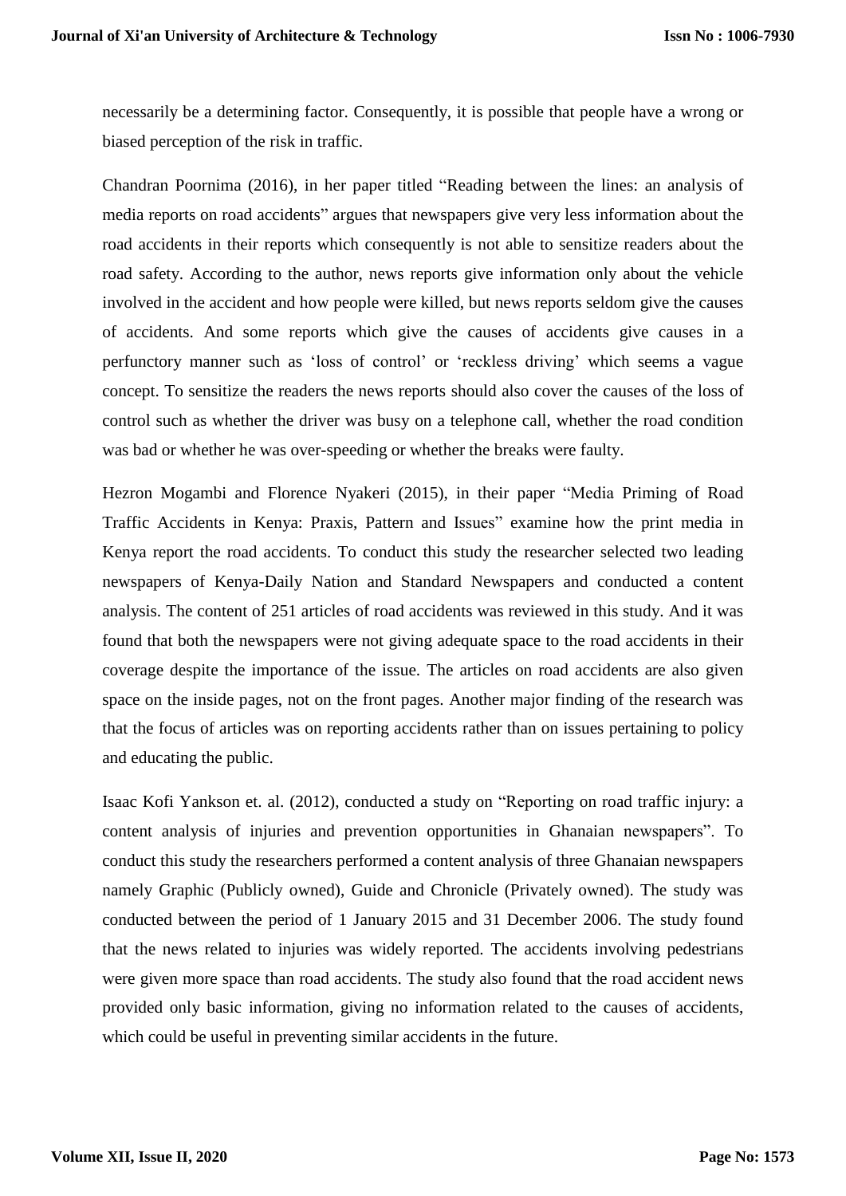necessarily be a determining factor. Consequently, it is possible that people have a wrong or biased perception of the risk in traffic.

Chandran Poornima (2016), in her paper titled "Reading between the lines: an analysis of media reports on road accidents" argues that newspapers give very less information about the road accidents in their reports which consequently is not able to sensitize readers about the road safety. According to the author, news reports give information only about the vehicle involved in the accident and how people were killed, but news reports seldom give the causes of accidents. And some reports which give the causes of accidents give causes in a perfunctory manner such as 'loss of control' or 'reckless driving' which seems a vague concept. To sensitize the readers the news reports should also cover the causes of the loss of control such as whether the driver was busy on a telephone call, whether the road condition was bad or whether he was over-speeding or whether the breaks were faulty.

Hezron Mogambi and Florence Nyakeri (2015), in their paper "Media Priming of Road Traffic Accidents in Kenya: Praxis, Pattern and Issues" examine how the print media in Kenya report the road accidents. To conduct this study the researcher selected two leading newspapers of Kenya-Daily Nation and Standard Newspapers and conducted a content analysis. The content of 251 articles of road accidents was reviewed in this study. And it was found that both the newspapers were not giving adequate space to the road accidents in their coverage despite the importance of the issue. The articles on road accidents are also given space on the inside pages, not on the front pages. Another major finding of the research was that the focus of articles was on reporting accidents rather than on issues pertaining to policy and educating the public.

Isaac Kofi Yankson et. al. (2012), conducted a study on "Reporting on road traffic injury: a content analysis of injuries and prevention opportunities in Ghanaian newspapers". To conduct this study the researchers performed a content analysis of three Ghanaian newspapers namely Graphic (Publicly owned), Guide and Chronicle (Privately owned). The study was conducted between the period of 1 January 2015 and 31 December 2006. The study found that the news related to injuries was widely reported. The accidents involving pedestrians were given more space than road accidents. The study also found that the road accident news provided only basic information, giving no information related to the causes of accidents, which could be useful in preventing similar accidents in the future.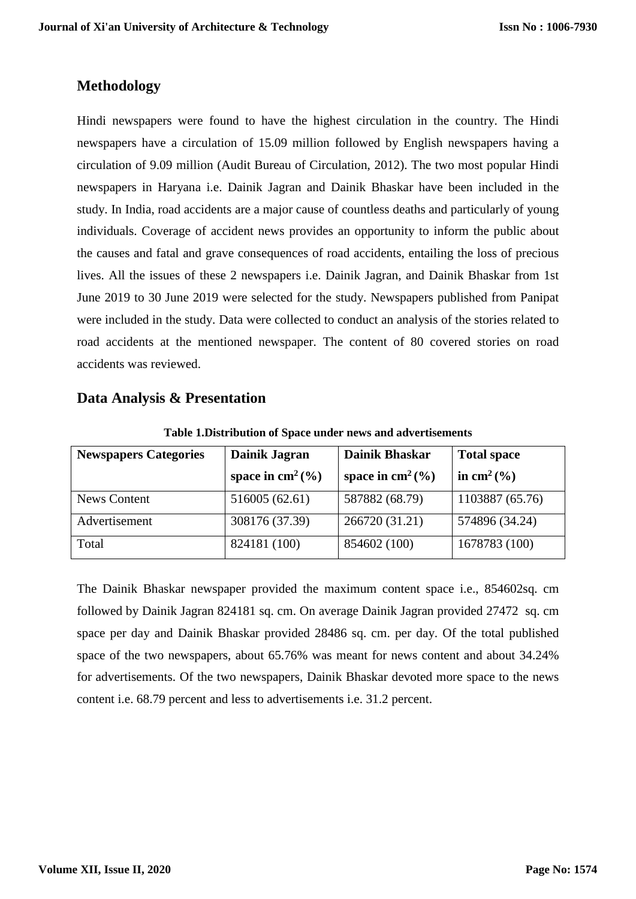## Methodology

Hindi newspapers were found to have the highest circulation in the country. The Hindi newspapers have a circulation of 15.09 million followed by English newspapers having a circulation of 9.09 million (Audit Bureau of Circulation, 2012). The two most popular Hindi newspapers in Haryana i.e. Dainik Jagran and Dainik Bhaskar have been included in the study. In India, road accidents are a major cause of countless deaths and particularly of young individuals. Coverage of accident news provides an opportunity to inform the public about the causes and fatal and grave consequences of road accidents, entailing the loss of precious lives. All the issues of these 2 newspapers i.e. Dainik Jagran, and Dainik Bhaskar from 1st June 2019 to 30 June 2019 were selected for the study. Newspapers published from Panipat were included in the study. Data were collected to conduct an analysis of the stories related to road accidents at the mentioned newspaper. The content of 80 covered stories on road accidents was reviewed.

## Data Analysis & Presentation

**Table 1.Distribution of Space under news and advertisements**

| Newspapers Categories | Dainik Jagran space in $cm^2$ (%) | Dainik Bhaskar space in $cm^2$ (%) | Total space in $cm^2$ (%) |
|---|---|---|---|
| News Content | 516005 (62.61) | 587882 (68.79) | 1103887 (65.76) |
| Advertisement | 308176 (37.39) | 266720 (31.21) | 574896 (34.24) |
| Total | 824181 (100) | 854602 (100) | 1678783 (100) |

The Dainik Bhaskar newspaper provided the maximum content space i.e., 854602sq. cm followed by Dainik Jagran 824181 sq. cm. On average Dainik Jagran provided 27472 sq. cm space per day and Dainik Bhaskar provided 28486 sq. cm. per day. Of the total published space of the two newspapers, about 65.76% was meant for news content and about 34.24% for advertisements. Of the two newspapers, Dainik Bhaskar devoted more space to the news content i.e. 68.79 percent and less to advertisements i.e. 31.2 percent.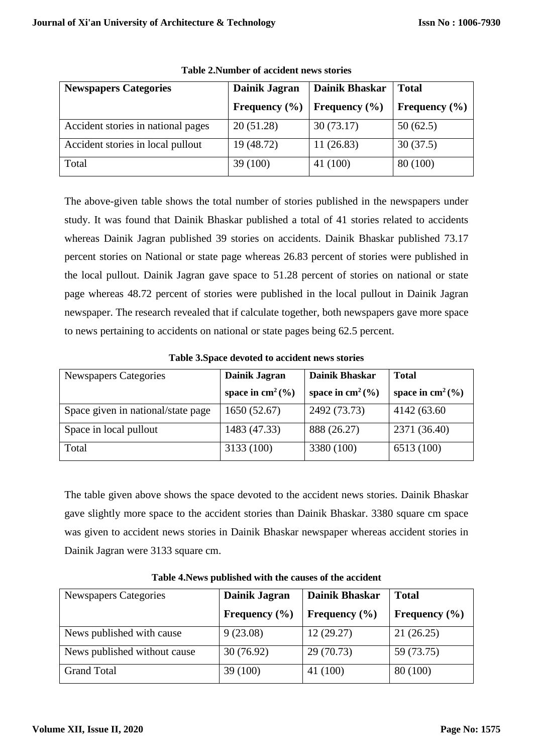**Table 2.Number of accident news stories**

| Newspapers Categories | Dainik Jagran Frequency (%) | Dainik Bhaskar Frequency (%) | Total Frequency (%) |
|---|---|---|---|
| Accident stories in national pages | 20 (51.28) | 30 (73.17) | 50 (62.5) |
| Accident stories in local pullout | 19 (48.72) | 11 (26.83) | 30 (37.5) |
| Total | 39 (100) | 41 (100) | 80 (100) |

The above-given table shows the total number of stories published in the newspapers under study. It was found that Dainik Bhaskar published a total of 41 stories related to accidents whereas Dainik Jagran published 39 stories on accidents. Dainik Bhaskar published 73.17 percent stories on National or state page whereas 26.83 percent of stories were published in the local pullout. Dainik Jagran gave space to 51.28 percent of stories on national or state page whereas 48.72 percent of stories were published in the local pullout in Dainik Jagran newspaper. The research revealed that if calculate together, both newspapers gave more space to news pertaining to accidents on national or state pages being 62.5 percent.

**Table 3.Space devoted to accident news stories**

| Newspapers Categories | Dainik Jagran space in $cm^2$ (%) | Dainik Bhaskar space in $cm^2$ (%) | Total space in $cm^2$ (%) |
|---|---|---|---|
| Space given in national/state page | 1650 (52.67) | 2492 (73.73) | 4142 (63.60 |
| Space in local pullout | 1483 (47.33) | 888 (26.27) | 2371 (36.40) |
| Total | 3133 (100) | 3380 (100) | 6513 (100) |

The table given above shows the space devoted to the accident news stories. Dainik Bhaskar gave slightly more space to the accident stories than Dainik Bhaskar. 3380 square cm space was given to accident news stories in Dainik Bhaskar newspaper whereas accident stories in Dainik Jagran were 3133 square cm.

**Table 4.News published with the causes of the accident**

| Newspapers Categories | Dainik Jagran Frequency (%) | Dainik Bhaskar Frequency (%) | Total Frequency (%) |
|---|---|---|---|
| News published with cause | 9 (23.08) | 12 (29.27) | 21 (26.25) |
| News published without cause | 30 (76.92) | 29 (70.73) | 59 (73.75) |
| Grand Total | 39 (100) | 41 (100) | 80 (100) |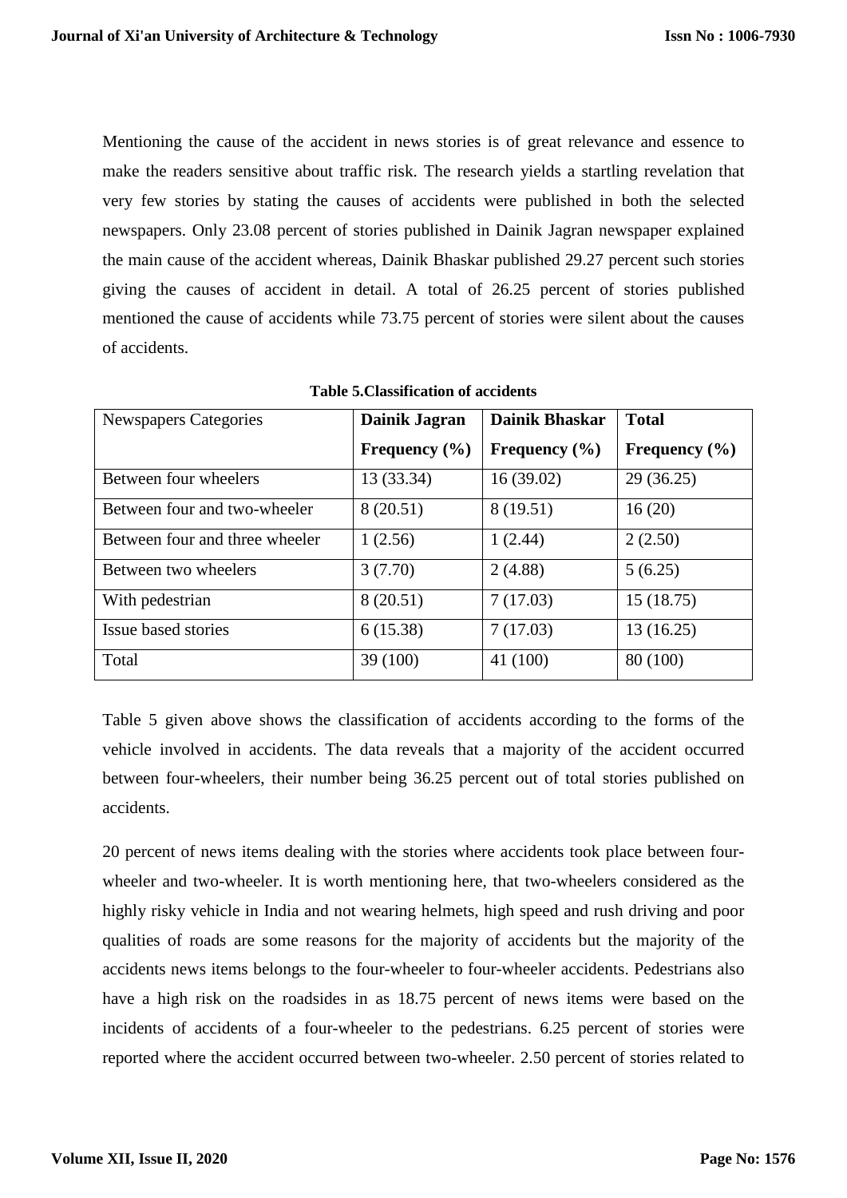Mentioning the cause of the accident in news stories is of great relevance and essence to make the readers sensitive about traffic risk. The research yields a startling revelation that very few stories by stating the causes of accidents were published in both the selected newspapers. Only 23.08 percent of stories published in Dainik Jagran newspaper explained the main cause of the accident whereas, Dainik Bhaskar published 29.27 percent such stories giving the causes of accident in detail. A total of 26.25 percent of stories published mentioned the cause of accidents while 73.75 percent of stories were silent about the causes of accidents.

**Table 5.Classification of accidents**

| Newspapers Categories | **Dainik Jagran Frequency (%)** | **Dainik Bhaskar Frequency (%)** | **Total Frequency (%)** |
|---|---|---|---|
| Between four wheelers | 13 (33.34) | 16 (39.02) | 29 (36.25) |
| Between four and two-wheeler | 8 (20.51) | 8 (19.51) | 16 (20) |
| Between four and three wheeler | 1 (2.56) | 1 (2.44) | 2 (2.50) |
| Between two wheelers | 3 (7.70) | 2 (4.88) | 5 (6.25) |
| With pedestrian | 8 (20.51) | 7 (17.03) | 15 (18.75) |
| Issue based stories | 6 (15.38) | 7 (17.03) | 13 (16.25) |
| Total | 39 (100) | 41 (100) | 80 (100) |

Table 5 given above shows the classification of accidents according to the forms of the vehicle involved in accidents. The data reveals that a majority of the accident occurred between four-wheelers, their number being 36.25 percent out of total stories published on accidents.

20 percent of news items dealing with the stories where accidents took place between four-wheeler and two-wheeler. It is worth mentioning here, that two-wheelers considered as the highly risky vehicle in India and not wearing helmets, high speed and rush driving and poor qualities of roads are some reasons for the majority of accidents but the majority of the accidents news items belongs to the four-wheeler to four-wheeler accidents. Pedestrians also have a high risk on the roadsides in as 18.75 percent of news items were based on the incidents of accidents of a four-wheeler to the pedestrians. 6.25 percent of stories were reported where the accident occurred between two-wheeler. 2.50 percent of stories related to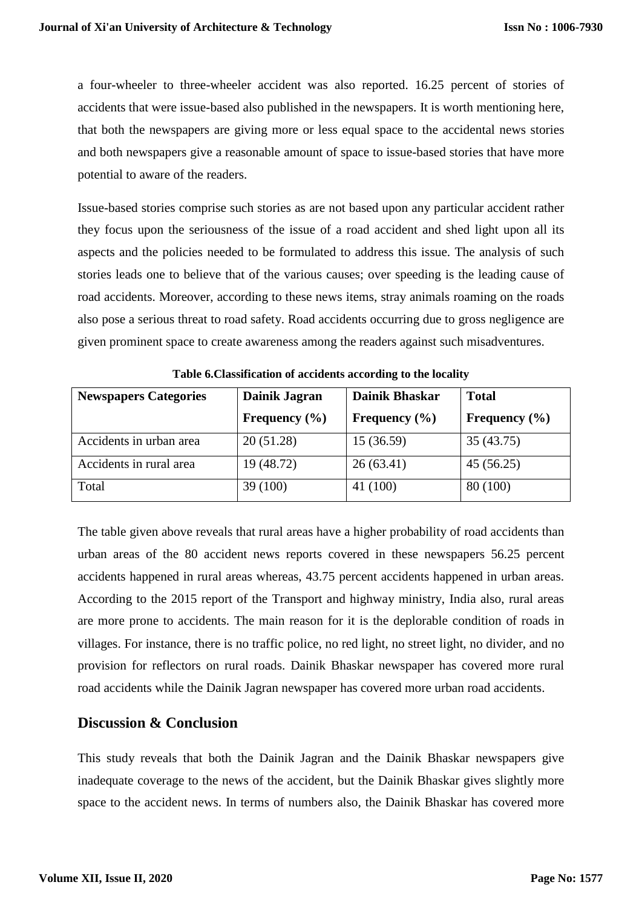a four-wheeler to three-wheeler accident was also reported. 16.25 percent of stories of accidents that were issue-based also published in the newspapers. It is worth mentioning here, that both the newspapers are giving more or less equal space to the accidental news stories and both newspapers give a reasonable amount of space to issue-based stories that have more potential to aware of the readers.

Issue-based stories comprise such stories as are not based upon any particular accident rather they focus upon the seriousness of the issue of a road accident and shed light upon all its aspects and the policies needed to be formulated to address this issue. The analysis of such stories leads one to believe that of the various causes; over speeding is the leading cause of road accidents. Moreover, according to these news items, stray animals roaming on the roads also pose a serious threat to road safety. Road accidents occurring due to gross negligence are given prominent space to create awareness among the readers against such misadventures.

**Table 6.Classification of accidents according to the locality**

| Newspapers Categories | Dainik Jagran Frequency (%) | Dainik Bhaskar Frequency (%) | Total Frequency (%) |
|---|---|---|---|
| Accidents in urban area | 20 (51.28) | 15 (36.59) | 35 (43.75) |
| Accidents in rural area | 19 (48.72) | 26 (63.41) | 45 (56.25) |
| Total | 39 (100) | 41 (100) | 80 (100) |

The table given above reveals that rural areas have a higher probability of road accidents than urban areas of the 80 accident news reports covered in these newspapers 56.25 percent accidents happened in rural areas whereas, 43.75 percent accidents happened in urban areas. According to the 2015 report of the Transport and highway ministry, India also, rural areas are more prone to accidents. The main reason for it is the deplorable condition of roads in villages. For instance, there is no traffic police, no red light, no street light, no divider, and no provision for reflectors on rural roads. Dainik Bhaskar newspaper has covered more rural road accidents while the Dainik Jagran newspaper has covered more urban road accidents.

## Discussion & Conclusion

This study reveals that both the Dainik Jagran and the Dainik Bhaskar newspapers give inadequate coverage to the news of the accident, but the Dainik Bhaskar gives slightly more space to the accident news. In terms of numbers also, the Dainik Bhaskar has covered more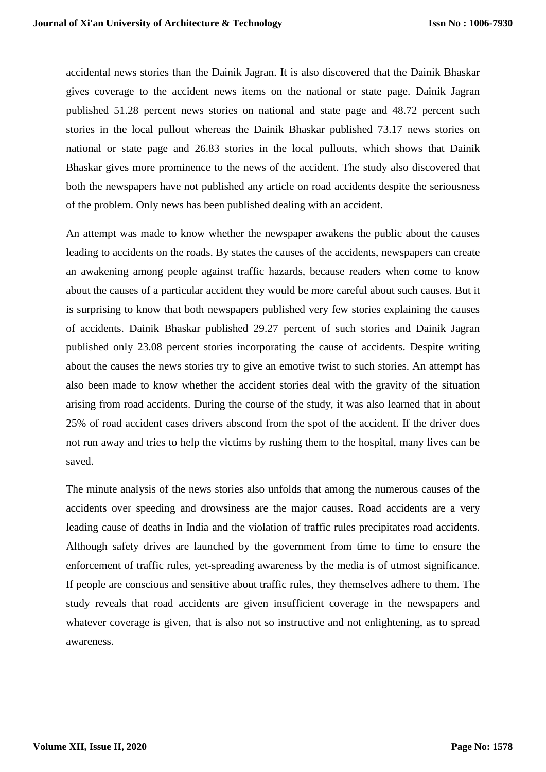accidental news stories than the Dainik Jagran. It is also discovered that the Dainik Bhaskar gives coverage to the accident news items on the national or state page. Dainik Jagran published 51.28 percent news stories on national and state page and 48.72 percent such stories in the local pullout whereas the Dainik Bhaskar published 73.17 news stories on national or state page and 26.83 stories in the local pullouts, which shows that Dainik Bhaskar gives more prominence to the news of the accident. The study also discovered that both the newspapers have not published any article on road accidents despite the seriousness of the problem. Only news has been published dealing with an accident.

An attempt was made to know whether the newspaper awakens the public about the causes leading to accidents on the roads. By states the causes of the accidents, newspapers can create an awakening among people against traffic hazards, because readers when come to know about the causes of a particular accident they would be more careful about such causes. But it is surprising to know that both newspapers published very few stories explaining the causes of accidents. Dainik Bhaskar published 29.27 percent of such stories and Dainik Jagran published only 23.08 percent stories incorporating the cause of accidents. Despite writing about the causes the news stories try to give an emotive twist to such stories. An attempt has also been made to know whether the accident stories deal with the gravity of the situation arising from road accidents. During the course of the study, it was also learned that in about 25% of road accident cases drivers abscond from the spot of the accident. If the driver does not run away and tries to help the victims by rushing them to the hospital, many lives can be saved.

The minute analysis of the news stories also unfolds that among the numerous causes of the accidents over speeding and drowsiness are the major causes. Road accidents are a very leading cause of deaths in India and the violation of traffic rules precipitates road accidents. Although safety drives are launched by the government from time to time to ensure the enforcement of traffic rules, yet-spreading awareness by the media is of utmost significance. If people are conscious and sensitive about traffic rules, they themselves adhere to them. The study reveals that road accidents are given insufficient coverage in the newspapers and whatever coverage is given, that is also not so instructive and not enlightening, as to spread awareness.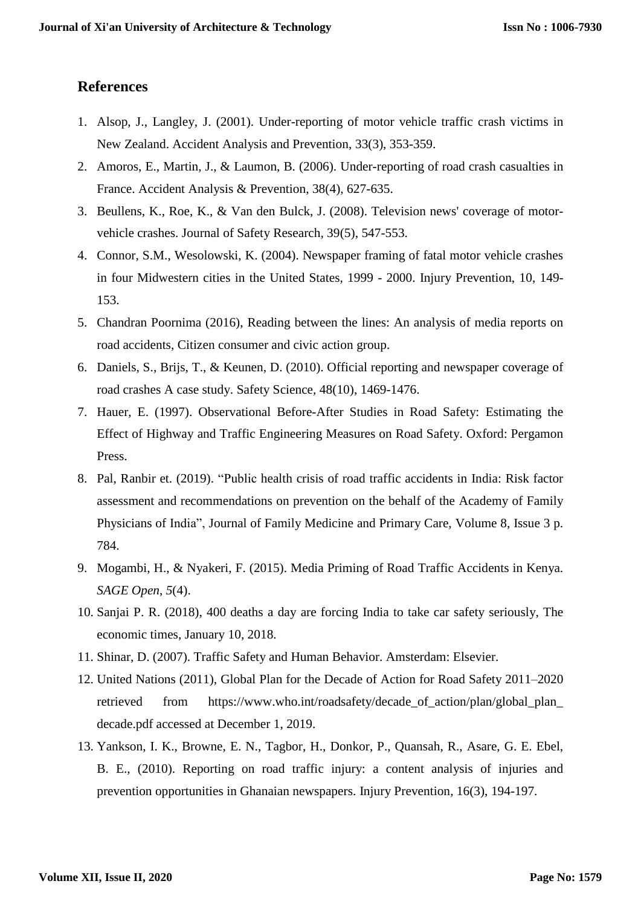## References

1. Alsop, J., Langley, J. (2001). Under-reporting of motor vehicle traffic crash victims in New Zealand. Accident Analysis and Prevention, 33(3), 353-359.
2. Amoros, E., Martin, J., & Laumon, B. (2006). Under-reporting of road crash casualties in France. Accident Analysis & Prevention, 38(4), 627-635.
3. Beullens, K., Roe, K., & Van den Bulck, J. (2008). Television news' coverage of motor-vehicle crashes. Journal of Safety Research, 39(5), 547-553.
4. Connor, S.M., Wesolowski, K. (2004). Newspaper framing of fatal motor vehicle crashes in four Midwestern cities in the United States, 1999 - 2000. Injury Prevention, 10, 149-153.
5. Chandran Poornima (2016), Reading between the lines: An analysis of media reports on road accidents, Citizen consumer and civic action group.
6. Daniels, S., Brijs, T., & Keunen, D. (2010). Official reporting and newspaper coverage of road crashes A case study. Safety Science, 48(10), 1469-1476.
7. Hauer, E. (1997). Observational Before-After Studies in Road Safety: Estimating the Effect of Highway and Traffic Engineering Measures on Road Safety. Oxford: Pergamon Press.
8. Pal, Ranbir et. (2019). "Public health crisis of road traffic accidents in India: Risk factor assessment and recommendations on prevention on the behalf of the Academy of Family Physicians of India", Journal of Family Medicine and Primary Care, Volume 8, Issue 3 p. 784.
9. Mogambi, H., & Nyakeri, F. (2015). Media Priming of Road Traffic Accidents in Kenya. *SAGE Open*, *5*(4).
10. Sanjai P. R. (2018), 400 deaths a day are forcing India to take car safety seriously, The economic times, January 10, 2018.
11. Shinar, D. (2007). Traffic Safety and Human Behavior. Amsterdam: Elsevier.
12. United Nations (2011), Global Plan for the Decade of Action for Road Safety 2011–2020 retrieved from https://www.who.int/roadsafety/decade_of_action/plan/global_plan_decade.pdf accessed at December 1, 2019.
13. Yankson, I. K., Browne, E. N., Tagbor, H., Donkor, P., Quansah, R., Asare, G. E. Ebel, B. E., (2010). Reporting on road traffic injury: a content analysis of injuries and prevention opportunities in Ghanaian newspapers. Injury Prevention, 16(3), 194-197.